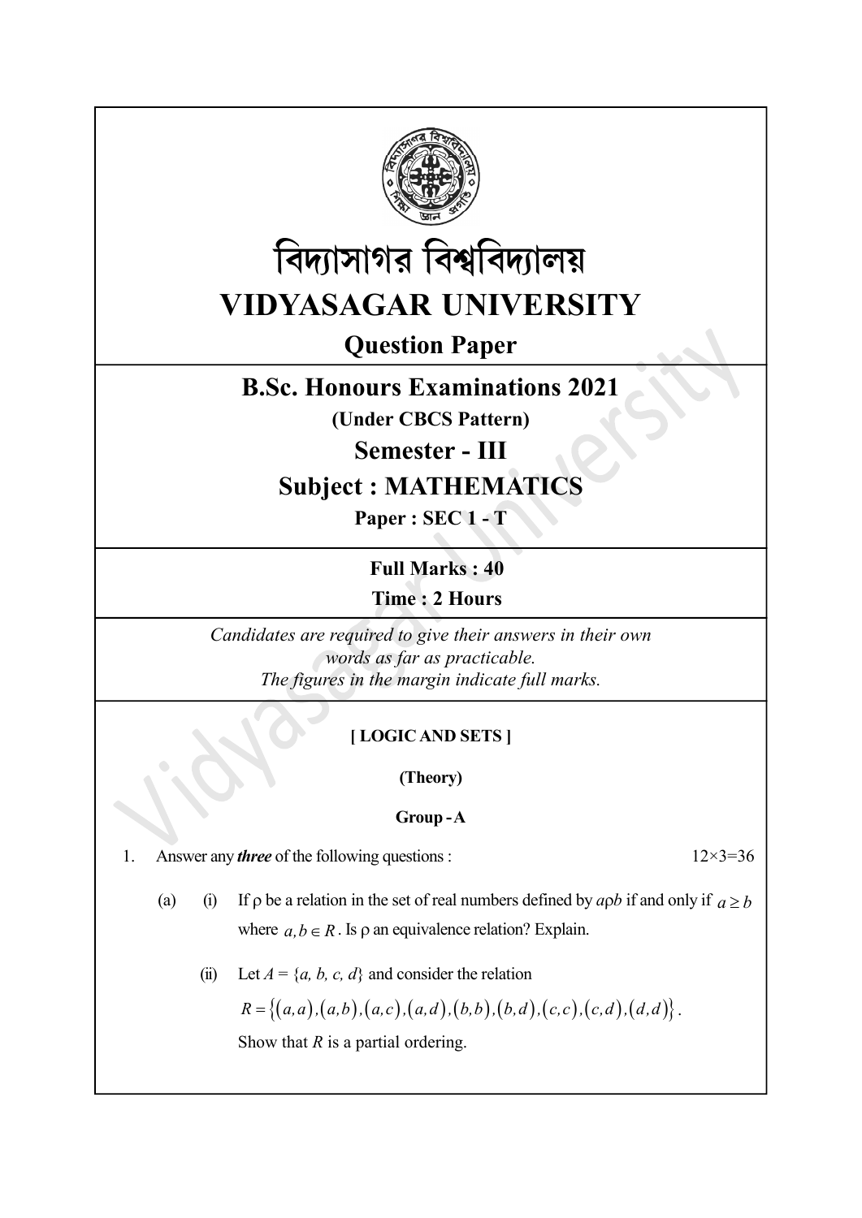# বিদ্যাসাগর বিশ্ববিদ্যালয়

# VIDYASAGAR UNIVERSITY

## Question Paper

## B.Sc. Honours Examinations 2021

**(Under CBCS Pattern)**

## Semester - III

## Subject : MATHEMATICS

**Paper : SEC 1 - T**

**Full Marks : 40**

**Time : 2 Hours**

*Candidates are required to give their answers in their own words as far as practicable.*
*The figures in the margin indicate full marks.*

**[ LOGIC AND SETS ]**

**(Theory)**

**Group - A**

1. Answer any ***three*** of the following questions : 12×3=36

(a) (i) If ρ be a relation in the set of real numbers defined by $a\rho b$ if and only if $a \geq b$ where $a, b \in R$. Is ρ an equivalence relation? Explain.

(ii) Let $A = \{a, b, c, d\}$ and consider the relation

$R = \{(a,a),(a,b),(a,c),(a,d),(b,b),(b,d),(c,c),(c,d),(d,d)\}$.

Show that $R$ is a partial ordering.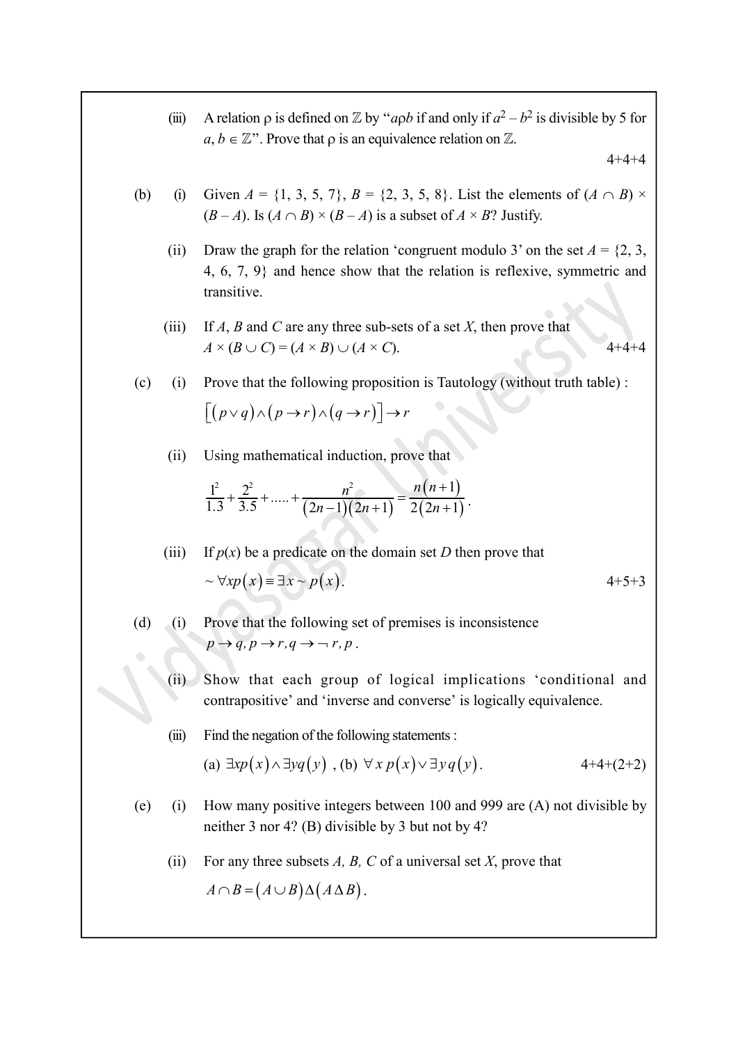(iii) A relation $\rho$ is defined on $\mathbb{Z}$ by "$a\rho b$ if and only if $a^2 - b^2$ is divisible by 5 for $a, b \in \mathbb{Z}$". Prove that $\rho$ is an equivalence relation on $\mathbb{Z}$.

4+4+4

(b) (i) Given $A = \{1, 3, 5, 7\}$, $B = \{2, 3, 5, 8\}$. List the elements of $(A \cap B) \times (B - A)$. Is $(A \cap B) \times (B - A)$ is a subset of $A \times B$? Justify.

(ii) Draw the graph for the relation 'congruent modulo 3' on the set $A = \{2, 3, 4, 6, 7, 9\}$ and hence show that the relation is reflexive, symmetric and transitive.

(iii) If $A$, $B$ and $C$ are any three sub-sets of a set $X$, then prove that $A \times (B \cup C) = (A \times B) \cup (A \times C)$.

4+4+4

(c) (i) Prove that the following proposition is Tautology (without truth table) :

$$\left[(p \vee q) \wedge (p \to r) \wedge (q \to r)\right] \to r$$

(ii) Using mathematical induction, prove that

$$\frac{1^2}{1.3} + \frac{2^2}{3.5} + \ldots.. + \frac{n^2}{(2n-1)(2n+1)} = \frac{n(n+1)}{2(2n+1)}.$$

(iii) If $p(x)$ be a predicate on the domain set $D$ then prove that

$$\sim \forall x p(x) \equiv \exists x \sim p(x).$$

4+5+3

(d) (i) Prove that the following set of premises is inconsistence

$p \to q, p \to r, q \to \neg r, p$.

(ii) Show that each group of logical implications 'conditional and contrapositive' and 'inverse and converse' is logically equivalence.

(iii) Find the negation of the following statements :

(a) $\exists x p(x) \wedge \exists y q(y)$ , (b) $\forall x\, p(x) \vee \exists y\, q(y)$.

4+4+(2+2)

(e) (i) How many positive integers between 100 and 999 are (A) not divisible by neither 3 nor 4? (B) divisible by 3 but not by 4?

(ii) For any three subsets $A, B, C$ of a universal set $X$, prove that

$$A \cap B = (A \cup B) \Delta (A \Delta B).$$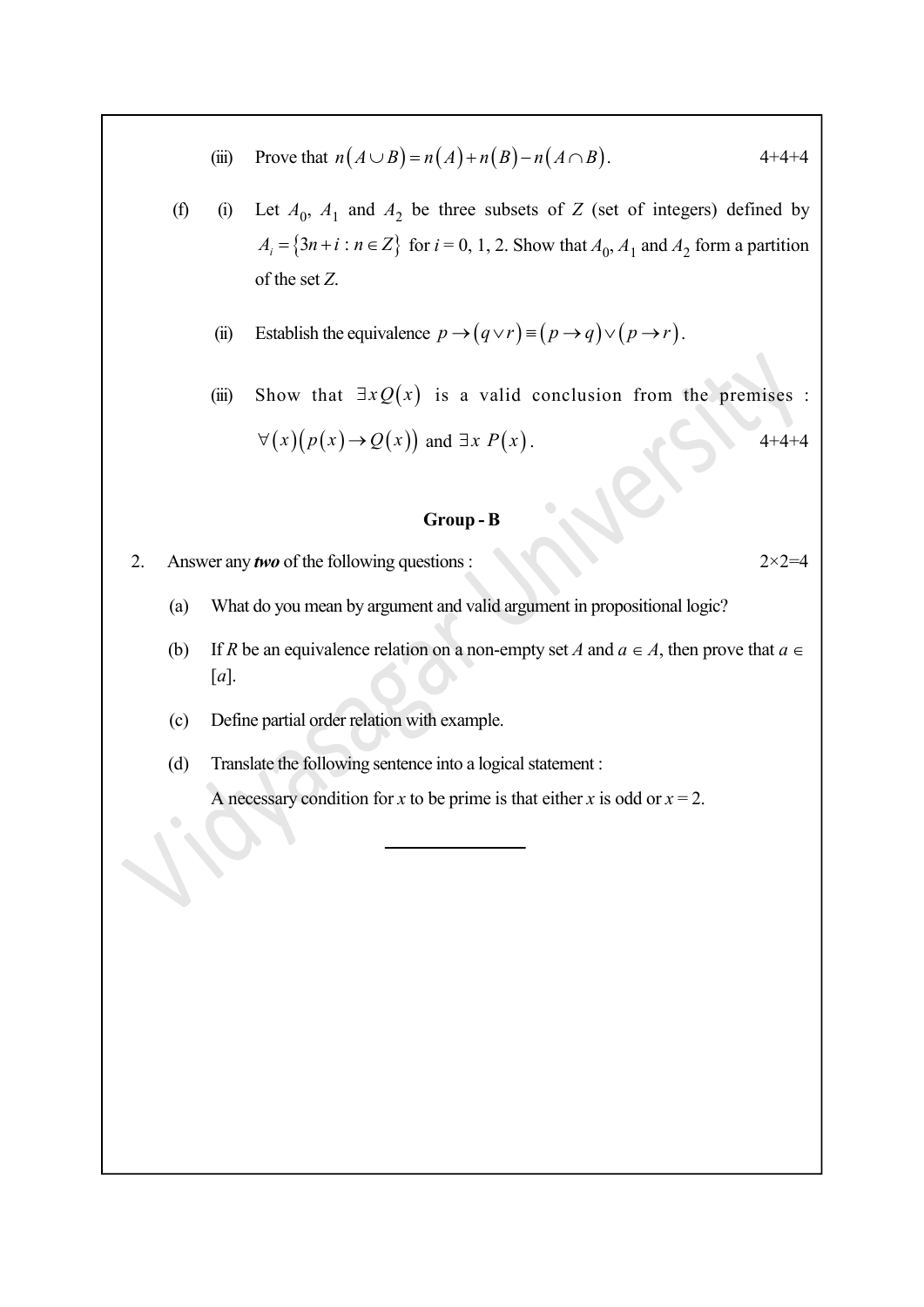(iii) Prove that $n(A \cup B) = n(A) + n(B) - n(A \cap B)$. 4+4+4

(f) (i) Let $A_0$, $A_1$ and $A_2$ be three subsets of $Z$ (set of integers) defined by $A_i = \{3n + i : n \in Z\}$ for $i = 0, 1, 2$. Show that $A_0$, $A_1$ and $A_2$ form a partition of the set $Z$.

(ii) Establish the equivalence $p \to (q \vee r) \equiv (p \to q) \vee (p \to r)$.

(iii) Show that $\exists x Q(x)$ is a valid conclusion from the premises : $\forall(x)(p(x) \to Q(x))$ and $\exists x\, P(x)$. 4+4+4

**Group - B**

2. Answer any ***two*** of the following questions : 2×2=4

(a) What do you mean by argument and valid argument in propositional logic?

(b) If $R$ be an equivalence relation on a non-empty set $A$ and $a \in A$, then prove that $a \in [a]$.

(c) Define partial order relation with example.

(d) Translate the following sentence into a logical statement :

A necessary condition for $x$ to be prime is that either $x$ is odd or $x = 2$.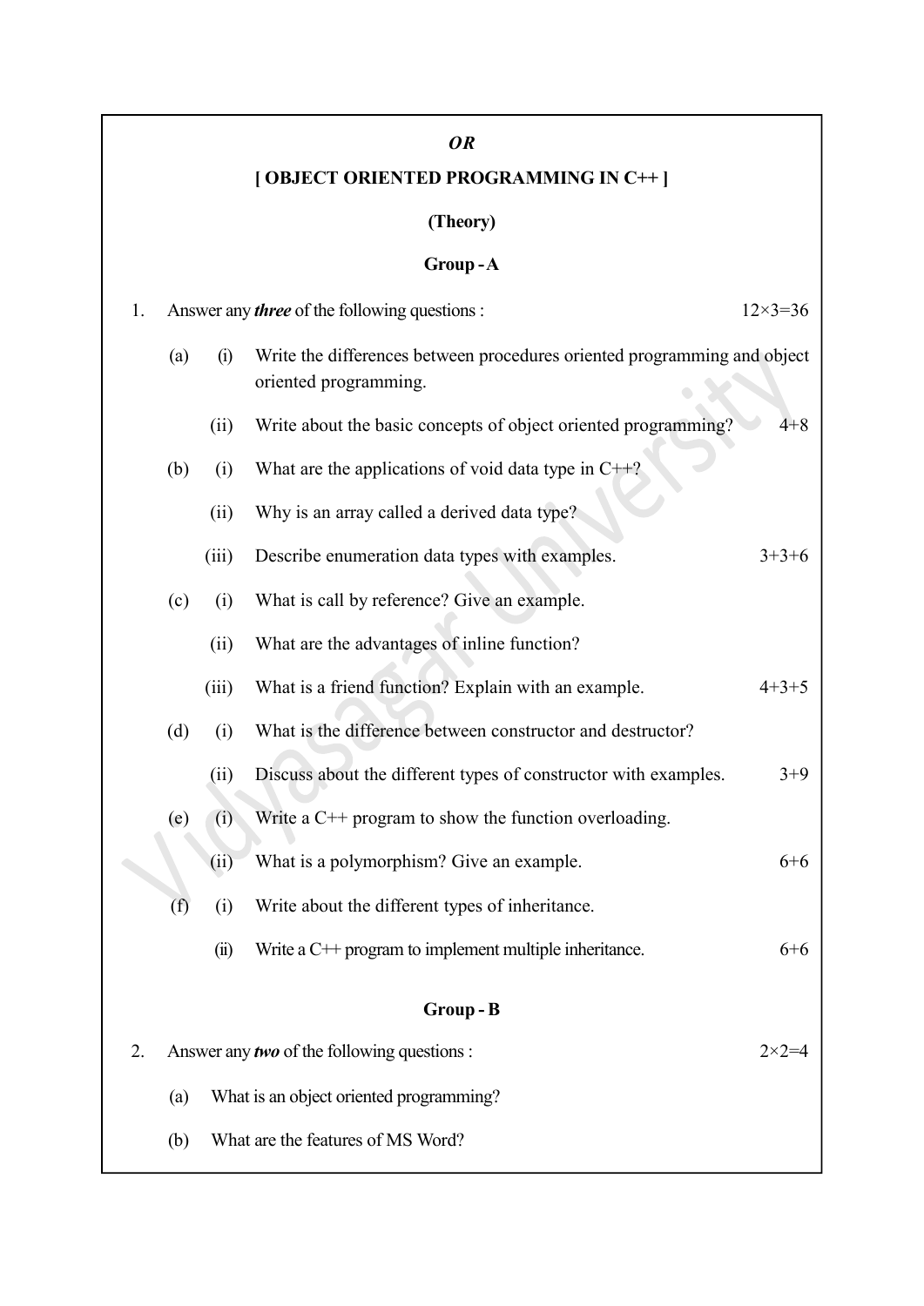*OR*

**[ OBJECT ORIENTED PROGRAMMING IN C++ ]**

**(Theory)**

**Group - A**

1. Answer any ***three*** of the following questions : 12×3=36

 (a) (i) Write the differences between procedures oriented programming and object oriented programming.

  (ii) Write about the basic concepts of object oriented programming? 4+8

 (b) (i) What are the applications of void data type in C++?

  (ii) Why is an array called a derived data type?

  (iii) Describe enumeration data types with examples. 3+3+6

 (c) (i) What is call by reference? Give an example.

  (ii) What are the advantages of inline function?

  (iii) What is a friend function? Explain with an example. 4+3+5

 (d) (i) What is the difference between constructor and destructor?

  (ii) Discuss about the different types of constructor with examples. 3+9

 (e) (i) Write a C++ program to show the function overloading.

  (ii) What is a polymorphism? Give an example. 6+6

 (f) (i) Write about the different types of inheritance.

  (ii) Write a C++ program to implement multiple inheritance. 6+6

**Group - B**

2. Answer any ***two*** of the following questions : 2×2=4

 (a) What is an object oriented programming?

 (b) What are the features of MS Word?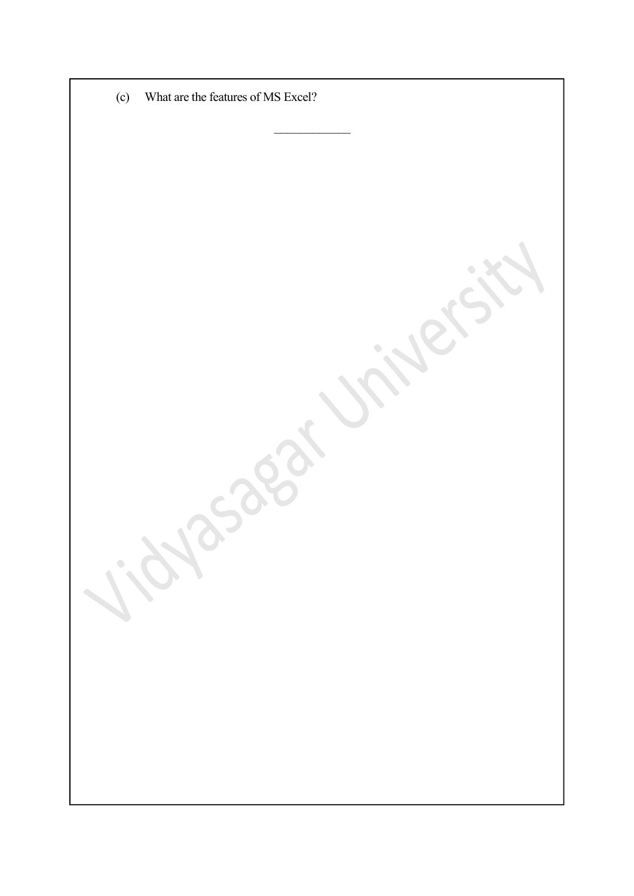(c) What are the features of MS Excel?

---